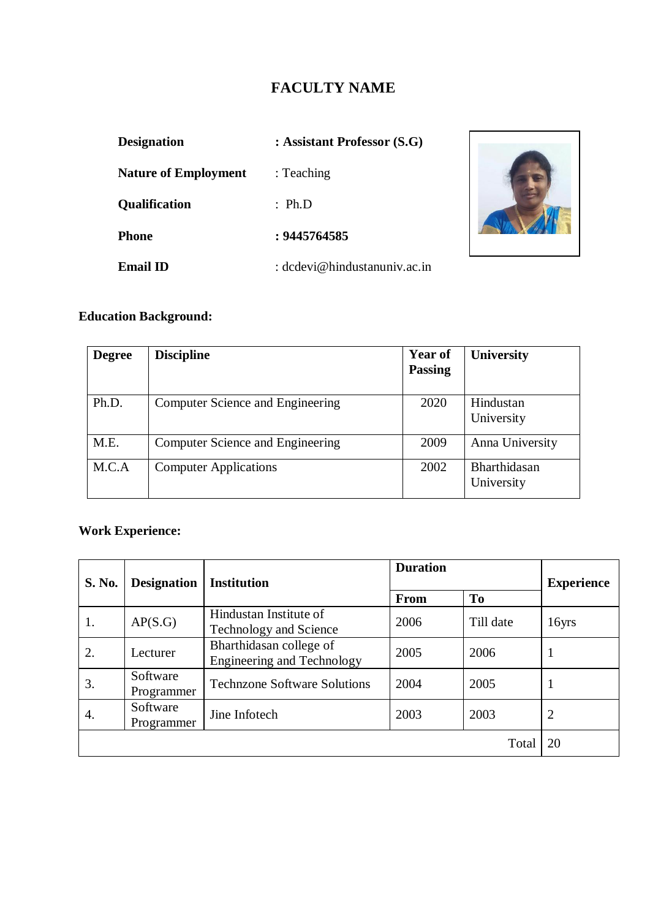# FACULTY NAME

**Designation** **: Assistant Professor (S.G)**

**Nature of Employment** : Teaching

**Qualification** : Ph.D

**Phone** **: 9445764585**

**Email ID** : dcdevi@hindustanuniv.ac.in

## Education Background:

| Degree | Discipline | Year of Passing | University |
|---|---|---|---|
| Ph.D. | Computer Science and Engineering | 2020 | Hindustan University |
| M.E. | Computer Science and Engineering | 2009 | Anna University |
| M.C.A | Computer Applications | 2002 | Bharthidasan University |

## Work Experience:

| S. No. | Designation | Institution | Duration | | Experience |
|---|---|---|---|---|---|
| | | | From | To | |
| 1. | AP(S.G) | Hindustan Institute of Technology and Science | 2006 | Till date | 16yrs |
| 2. | Lecturer | Bharthidasan college of Engineering and Technology | 2005 | 2006 | 1 |
| 3. | Software Programmer | Technzone Software Solutions | 2004 | 2005 | 1 |
| 4. | Software Programmer | Jine Infotech | 2003 | 2003 | 2 |
| | | | | Total | 20 |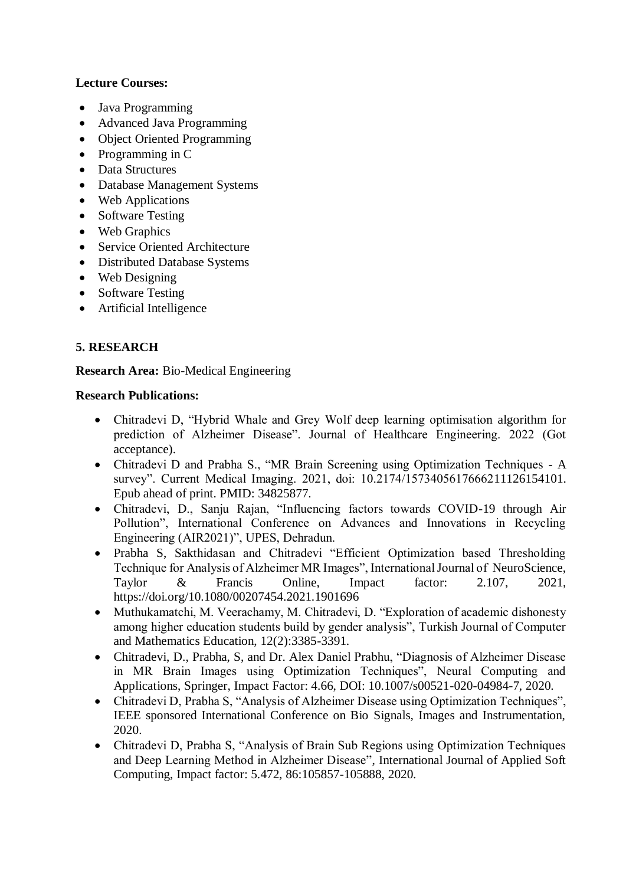**Lecture Courses:**

- Java Programming
- Advanced Java Programming
- Object Oriented Programming
- Programming in C
- Data Structures
- Database Management Systems
- Web Applications
- Software Testing
- Web Graphics
- Service Oriented Architecture
- Distributed Database Systems
- Web Designing
- Software Testing
- Artificial Intelligence

## 5. RESEARCH

**Research Area:** Bio-Medical Engineering

**Research Publications:**

- Chitradevi D, "Hybrid Whale and Grey Wolf deep learning optimisation algorithm for prediction of Alzheimer Disease". Journal of Healthcare Engineering. 2022 (Got acceptance).
- Chitradevi D and Prabha S., "MR Brain Screening using Optimization Techniques - A survey". Current Medical Imaging. 2021, doi: 10.2174/1573405617666211126154101. Epub ahead of print. PMID: 34825877.
- Chitradevi, D., Sanju Rajan, "Influencing factors towards COVID-19 through Air Pollution", International Conference on Advances and Innovations in Recycling Engineering (AIR2021)", UPES, Dehradun.
- Prabha S, Sakthidasan and Chitradevi "Efficient Optimization based Thresholding Technique for Analysis of Alzheimer MR Images", International Journal of NeuroScience, Taylor & Francis Online, Impact factor: 2.107, 2021, https://doi.org/10.1080/00207454.2021.1901696
- Muthukamatchi, M. Veerachamy, M. Chitradevi, D. "Exploration of academic dishonesty among higher education students build by gender analysis", Turkish Journal of Computer and Mathematics Education, 12(2):3385-3391.
- Chitradevi, D., Prabha, S, and Dr. Alex Daniel Prabhu, "Diagnosis of Alzheimer Disease in MR Brain Images using Optimization Techniques", Neural Computing and Applications, Springer, Impact Factor: 4.66, DOI: 10.1007/s00521-020-04984-7, 2020.
- Chitradevi D, Prabha S, "Analysis of Alzheimer Disease using Optimization Techniques", IEEE sponsored International Conference on Bio Signals, Images and Instrumentation, 2020.
- Chitradevi D, Prabha S, "Analysis of Brain Sub Regions using Optimization Techniques and Deep Learning Method in Alzheimer Disease", International Journal of Applied Soft Computing, Impact factor: 5.472, 86:105857-105888, 2020.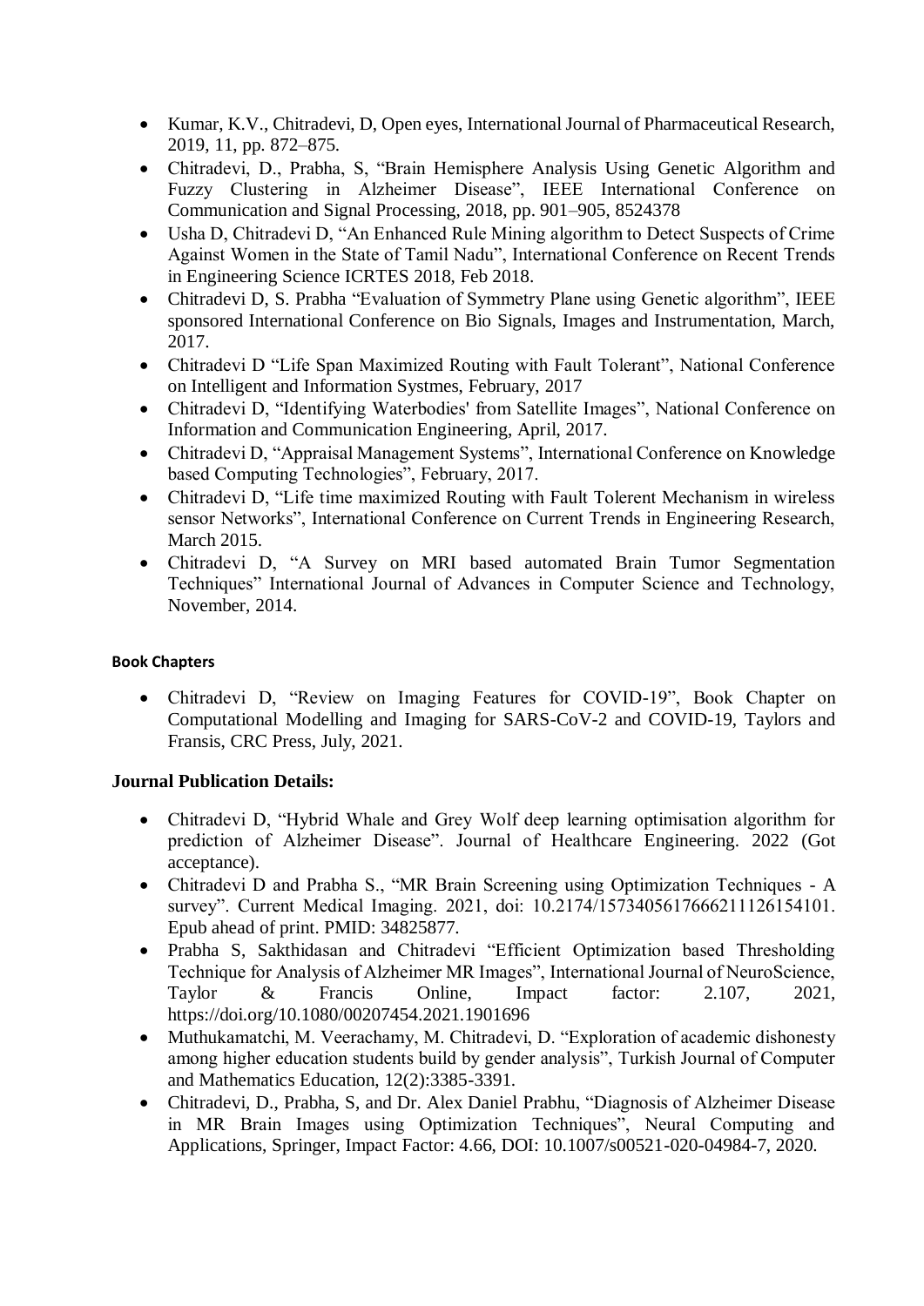- Kumar, K.V., Chitradevi, D, Open eyes, International Journal of Pharmaceutical Research, 2019, 11, pp. 872–875.
- Chitradevi, D., Prabha, S, "Brain Hemisphere Analysis Using Genetic Algorithm and Fuzzy Clustering in Alzheimer Disease", IEEE International Conference on Communication and Signal Processing, 2018, pp. 901–905, 8524378
- Usha D, Chitradevi D, "An Enhanced Rule Mining algorithm to Detect Suspects of Crime Against Women in the State of Tamil Nadu", International Conference on Recent Trends in Engineering Science ICRTES 2018, Feb 2018.
- Chitradevi D, S. Prabha "Evaluation of Symmetry Plane using Genetic algorithm", IEEE sponsored International Conference on Bio Signals, Images and Instrumentation, March, 2017.
- Chitradevi D "Life Span Maximized Routing with Fault Tolerant", National Conference on Intelligent and Information Systmes, February, 2017
- Chitradevi D, "Identifying Waterbodies' from Satellite Images", National Conference on Information and Communication Engineering, April, 2017.
- Chitradevi D, "Appraisal Management Systems", International Conference on Knowledge based Computing Technologies", February, 2017.
- Chitradevi D, "Life time maximized Routing with Fault Tolerent Mechanism in wireless sensor Networks", International Conference on Current Trends in Engineering Research, March 2015.
- Chitradevi D, "A Survey on MRI based automated Brain Tumor Segmentation Techniques" International Journal of Advances in Computer Science and Technology, November, 2014.

#### Book Chapters

- Chitradevi D, "Review on Imaging Features for COVID-19", Book Chapter on Computational Modelling and Imaging for SARS-CoV-2 and COVID-19, Taylors and Fransis, CRC Press, July, 2021.

### Journal Publication Details:

- Chitradevi D, "Hybrid Whale and Grey Wolf deep learning optimisation algorithm for prediction of Alzheimer Disease". Journal of Healthcare Engineering. 2022 (Got acceptance).
- Chitradevi D and Prabha S., "MR Brain Screening using Optimization Techniques - A survey". Current Medical Imaging. 2021, doi: 10.2174/1573405617666211126154101. Epub ahead of print. PMID: 34825877.
- Prabha S, Sakthidasan and Chitradevi "Efficient Optimization based Thresholding Technique for Analysis of Alzheimer MR Images", International Journal of NeuroScience, Taylor & Francis Online, Impact factor: 2.107, 2021, https://doi.org/10.1080/00207454.2021.1901696
- Muthukamatchi, M. Veerachamy, M. Chitradevi, D. "Exploration of academic dishonesty among higher education students build by gender analysis", Turkish Journal of Computer and Mathematics Education, 12(2):3385-3391.
- Chitradevi, D., Prabha, S, and Dr. Alex Daniel Prabhu, "Diagnosis of Alzheimer Disease in MR Brain Images using Optimization Techniques", Neural Computing and Applications, Springer, Impact Factor: 4.66, DOI: 10.1007/s00521-020-04984-7, 2020.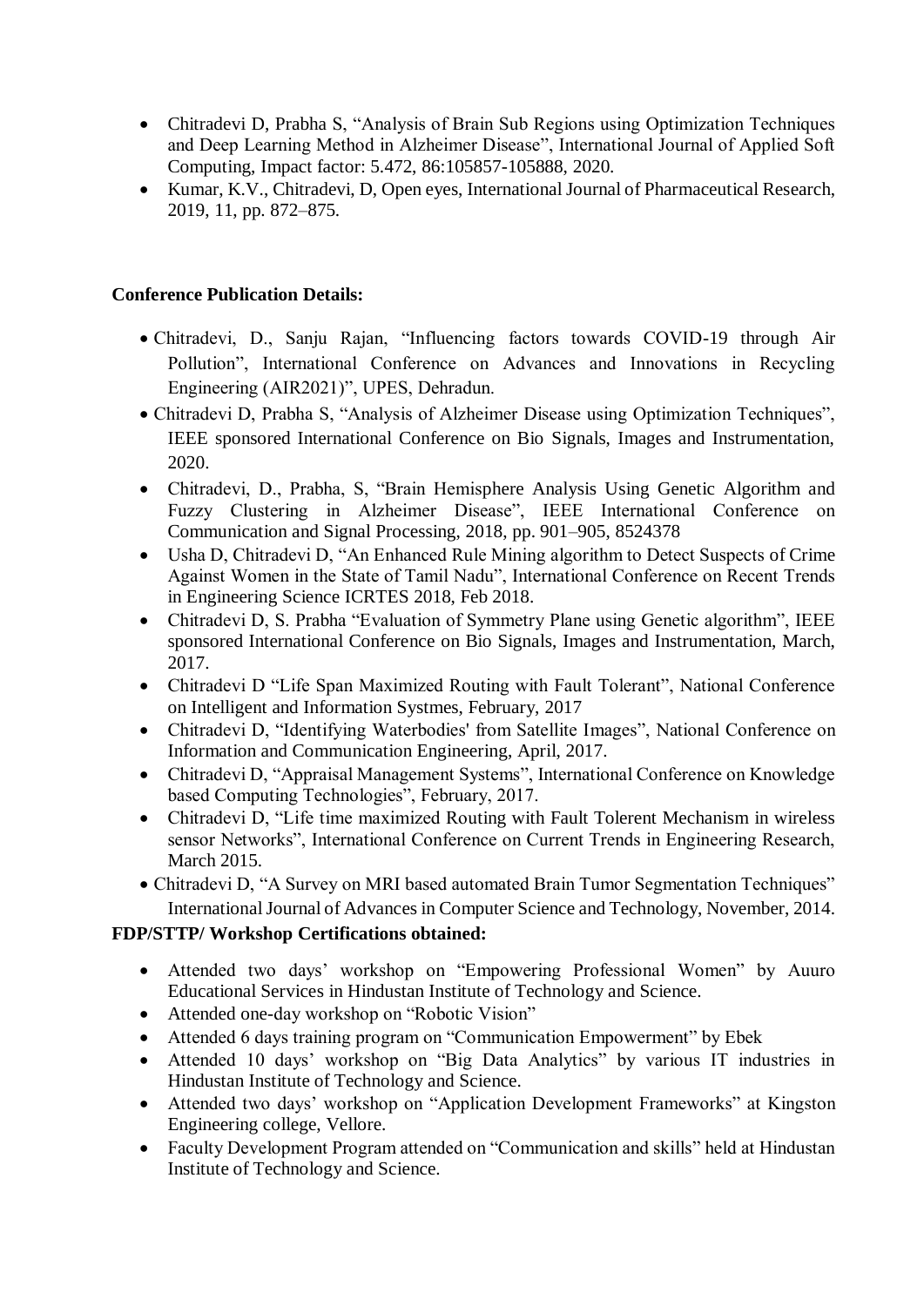- Chitradevi D, Prabha S, "Analysis of Brain Sub Regions using Optimization Techniques and Deep Learning Method in Alzheimer Disease", International Journal of Applied Soft Computing, Impact factor: 5.472, 86:105857-105888, 2020.
- Kumar, K.V., Chitradevi, D, Open eyes, International Journal of Pharmaceutical Research, 2019, 11, pp. 872–875.

**Conference Publication Details:**

- Chitradevi, D., Sanju Rajan, "Influencing factors towards COVID-19 through Air Pollution", International Conference on Advances and Innovations in Recycling Engineering (AIR2021)", UPES, Dehradun.
- Chitradevi D, Prabha S, "Analysis of Alzheimer Disease using Optimization Techniques", IEEE sponsored International Conference on Bio Signals, Images and Instrumentation, 2020.
- Chitradevi, D., Prabha, S, "Brain Hemisphere Analysis Using Genetic Algorithm and Fuzzy Clustering in Alzheimer Disease", IEEE International Conference on Communication and Signal Processing, 2018, pp. 901–905, 8524378
- Usha D, Chitradevi D, "An Enhanced Rule Mining algorithm to Detect Suspects of Crime Against Women in the State of Tamil Nadu", International Conference on Recent Trends in Engineering Science ICRTES 2018, Feb 2018.
- Chitradevi D, S. Prabha "Evaluation of Symmetry Plane using Genetic algorithm", IEEE sponsored International Conference on Bio Signals, Images and Instrumentation, March, 2017.
- Chitradevi D "Life Span Maximized Routing with Fault Tolerant", National Conference on Intelligent and Information Systmes, February, 2017
- Chitradevi D, "Identifying Waterbodies' from Satellite Images", National Conference on Information and Communication Engineering, April, 2017.
- Chitradevi D, "Appraisal Management Systems", International Conference on Knowledge based Computing Technologies", February, 2017.
- Chitradevi D, "Life time maximized Routing with Fault Tolerent Mechanism in wireless sensor Networks", International Conference on Current Trends in Engineering Research, March 2015.
- Chitradevi D, "A Survey on MRI based automated Brain Tumor Segmentation Techniques" International Journal of Advances in Computer Science and Technology, November, 2014.

**FDP/STTP/ Workshop Certifications obtained:**

- Attended two days' workshop on "Empowering Professional Women" by Auuro Educational Services in Hindustan Institute of Technology and Science.
- Attended one-day workshop on "Robotic Vision"
- Attended 6 days training program on "Communication Empowerment" by Ebek
- Attended 10 days' workshop on "Big Data Analytics" by various IT industries in Hindustan Institute of Technology and Science.
- Attended two days' workshop on "Application Development Frameworks" at Kingston Engineering college, Vellore.
- Faculty Development Program attended on "Communication and skills" held at Hindustan Institute of Technology and Science.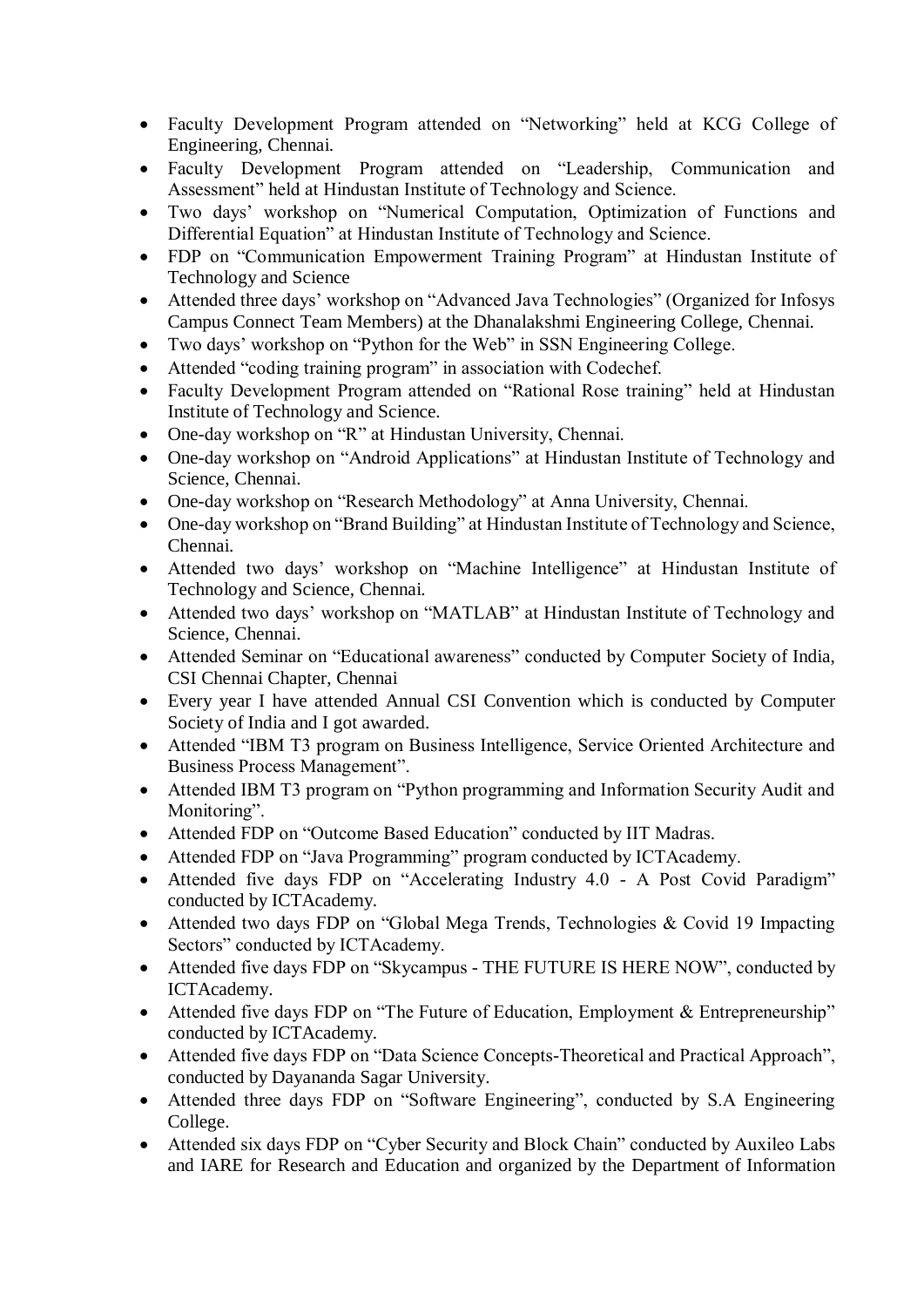- Faculty Development Program attended on “Networking” held at KCG College of Engineering, Chennai.
- Faculty Development Program attended on “Leadership, Communication and Assessment” held at Hindustan Institute of Technology and Science.
- Two days’ workshop on “Numerical Computation, Optimization of Functions and Differential Equation” at Hindustan Institute of Technology and Science.
- FDP on “Communication Empowerment Training Program” at Hindustan Institute of Technology and Science
- Attended three days’ workshop on “Advanced Java Technologies” (Organized for Infosys Campus Connect Team Members) at the Dhanalakshmi Engineering College, Chennai.
- Two days’ workshop on “Python for the Web” in SSN Engineering College.
- Attended “coding training program” in association with Codechef.
- Faculty Development Program attended on “Rational Rose training” held at Hindustan Institute of Technology and Science.
- One-day workshop on “R” at Hindustan University, Chennai.
- One-day workshop on “Android Applications” at Hindustan Institute of Technology and Science, Chennai.
- One-day workshop on “Research Methodology” at Anna University, Chennai.
- One-day workshop on “Brand Building” at Hindustan Institute of Technology and Science, Chennai.
- Attended two days’ workshop on “Machine Intelligence” at Hindustan Institute of Technology and Science, Chennai.
- Attended two days’ workshop on “MATLAB” at Hindustan Institute of Technology and Science, Chennai.
- Attended Seminar on “Educational awareness” conducted by Computer Society of India, CSI Chennai Chapter, Chennai
- Every year I have attended Annual CSI Convention which is conducted by Computer Society of India and I got awarded.
- Attended “IBM T3 program on Business Intelligence, Service Oriented Architecture and Business Process Management”.
- Attended IBM T3 program on “Python programming and Information Security Audit and Monitoring”.
- Attended FDP on “Outcome Based Education” conducted by IIT Madras.
- Attended FDP on “Java Programming” program conducted by ICTAcademy.
- Attended five days FDP on “Accelerating Industry 4.0 - A Post Covid Paradigm” conducted by ICTAcademy.
- Attended two days FDP on “Global Mega Trends, Technologies & Covid 19 Impacting Sectors” conducted by ICTAcademy.
- Attended five days FDP on “Skycampus - THE FUTURE IS HERE NOW”, conducted by ICTAcademy.
- Attended five days FDP on “The Future of Education, Employment & Entrepreneurship” conducted by ICTAcademy.
- Attended five days FDP on “Data Science Concepts-Theoretical and Practical Approach”, conducted by Dayananda Sagar University.
- Attended three days FDP on “Software Engineering”, conducted by S.A Engineering College.
- Attended six days FDP on “Cyber Security and Block Chain” conducted by Auxileo Labs and IARE for Research and Education and organized by the Department of Information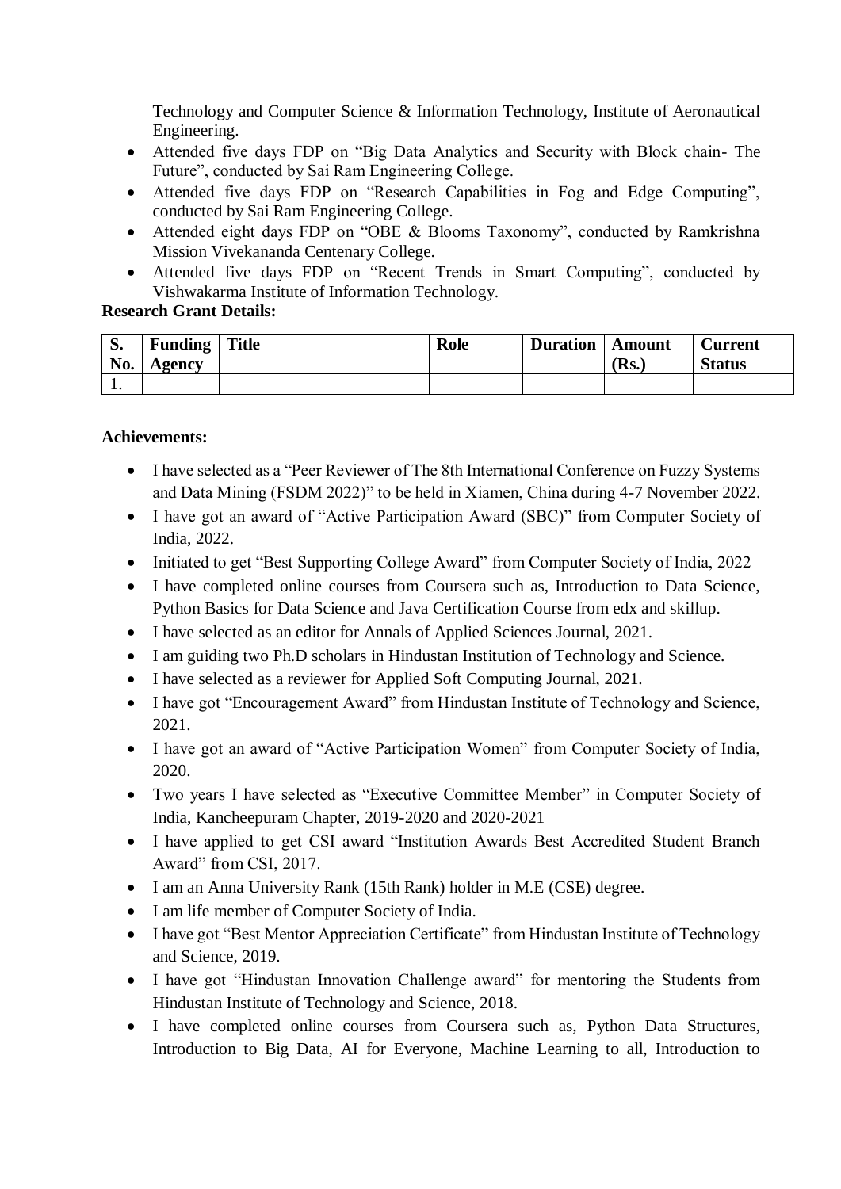Technology and Computer Science & Information Technology, Institute of Aeronautical Engineering.

- Attended five days FDP on "Big Data Analytics and Security with Block chain- The Future", conducted by Sai Ram Engineering College.
- Attended five days FDP on "Research Capabilities in Fog and Edge Computing", conducted by Sai Ram Engineering College.
- Attended eight days FDP on "OBE & Blooms Taxonomy", conducted by Ramkrishna Mission Vivekananda Centenary College.
- Attended five days FDP on "Recent Trends in Smart Computing", conducted by Vishwakarma Institute of Information Technology.

**Research Grant Details:**

| S. No. | Funding Agency | Title | Role | Duration | Amount (Rs.) | Current Status |
|---|---|---|---|---|---|---|
| 1. | | | | | | |

**Achievements:**

- I have selected as a "Peer Reviewer of The 8th International Conference on Fuzzy Systems and Data Mining (FSDM 2022)" to be held in Xiamen, China during 4-7 November 2022.
- I have got an award of "Active Participation Award (SBC)" from Computer Society of India, 2022.
- Initiated to get "Best Supporting College Award" from Computer Society of India, 2022
- I have completed online courses from Coursera such as, Introduction to Data Science, Python Basics for Data Science and Java Certification Course from edx and skillup.
- I have selected as an editor for Annals of Applied Sciences Journal, 2021.
- I am guiding two Ph.D scholars in Hindustan Institution of Technology and Science.
- I have selected as a reviewer for Applied Soft Computing Journal, 2021.
- I have got "Encouragement Award" from Hindustan Institute of Technology and Science, 2021.
- I have got an award of "Active Participation Women" from Computer Society of India, 2020.
- Two years I have selected as "Executive Committee Member" in Computer Society of India, Kancheepuram Chapter, 2019-2020 and 2020-2021
- I have applied to get CSI award "Institution Awards Best Accredited Student Branch Award" from CSI, 2017.
- I am an Anna University Rank (15th Rank) holder in M.E (CSE) degree.
- I am life member of Computer Society of India.
- I have got "Best Mentor Appreciation Certificate" from Hindustan Institute of Technology and Science, 2019.
- I have got "Hindustan Innovation Challenge award" for mentoring the Students from Hindustan Institute of Technology and Science, 2018.
- I have completed online courses from Coursera such as, Python Data Structures, Introduction to Big Data, AI for Everyone, Machine Learning to all, Introduction to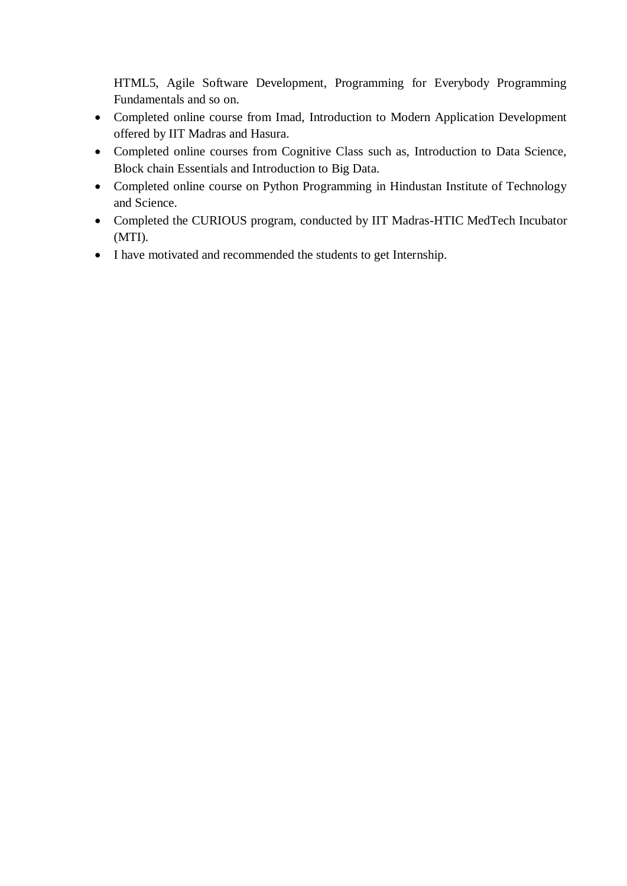HTML5, Agile Software Development, Programming for Everybody Programming Fundamentals and so on.

- Completed online course from Imad, Introduction to Modern Application Development offered by IIT Madras and Hasura.
- Completed online courses from Cognitive Class such as, Introduction to Data Science, Block chain Essentials and Introduction to Big Data.
- Completed online course on Python Programming in Hindustan Institute of Technology and Science.
- Completed the CURIOUS program, conducted by IIT Madras-HTIC MedTech Incubator (MTI).
- I have motivated and recommended the students to get Internship.